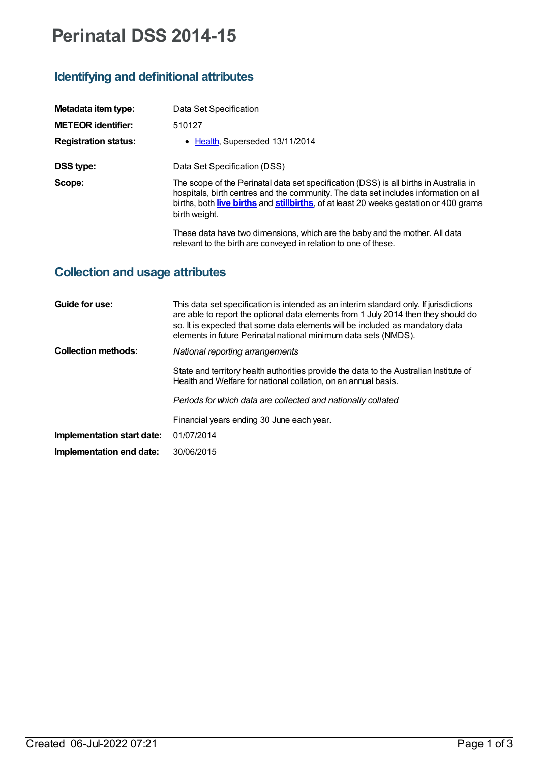# Perinatal DSS 2014-15

## Identifying and definitional attributes

**Metadata item type:** Data Set Specification

**METEOR identifier:** 510127

**Registration status:**
- Health, Superseded 13/11/2014

**DSS type:** Data Set Specification (DSS)

**Scope:** The scope of the Perinatal data set specification (DSS) is all births in Australia in hospitals, birth centres and the community. The data set includes information on all births, both **live births** and **stillbirths**, of at least 20 weeks gestation or 400 grams birth weight.

These data have two dimensions, which are the baby and the mother. All data relevant to the birth are conveyed in relation to one of these.

## Collection and usage attributes

**Guide for use:** This data set specification is intended as an interim standard only. If jurisdictions are able to report the optional data elements from 1 July 2014 then they should do so. It is expected that some data elements will be included as mandatory data elements in future Perinatal national minimum data sets (NMDS).

**Collection methods:** *National reporting arrangements*

State and territory health authorities provide the data to the Australian Institute of Health and Welfare for national collation, on an annual basis.

*Periods for which data are collected and nationally collated*

Financial years ending 30 June each year.

**Implementation start date:** 01/07/2014

**Implementation end date:** 30/06/2015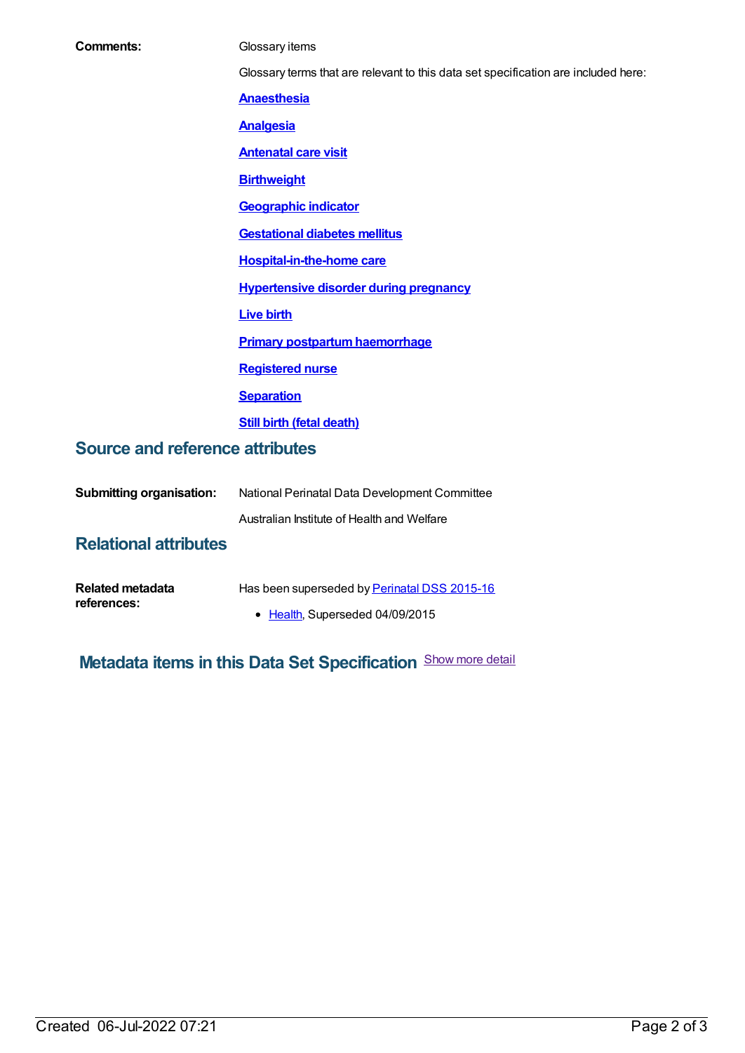**Comments:** Glossary items

Glossary terms that are relevant to this data set specification are included here:

**Anaesthesia**

**Analgesia**

**Antenatal care visit**

**Birthweight**

**Geographic indicator**

**Gestational diabetes mellitus**

**Hospital-in-the-home care**

**Hypertensive disorder during pregnancy**

**Live birth**

**Primary postpartum haemorrhage**

**Registered nurse**

**Separation**

**Still birth (fetal death)**

## Source and reference attributes

**Submitting organisation:** National Perinatal Data Development Committee

Australian Institute of Health and Welfare

## Relational attributes

**Related metadata references:** Has been superseded by Perinatal DSS 2015-16

- Health, Superseded 04/09/2015

## Metadata items in this Data Set Specification

Show more detail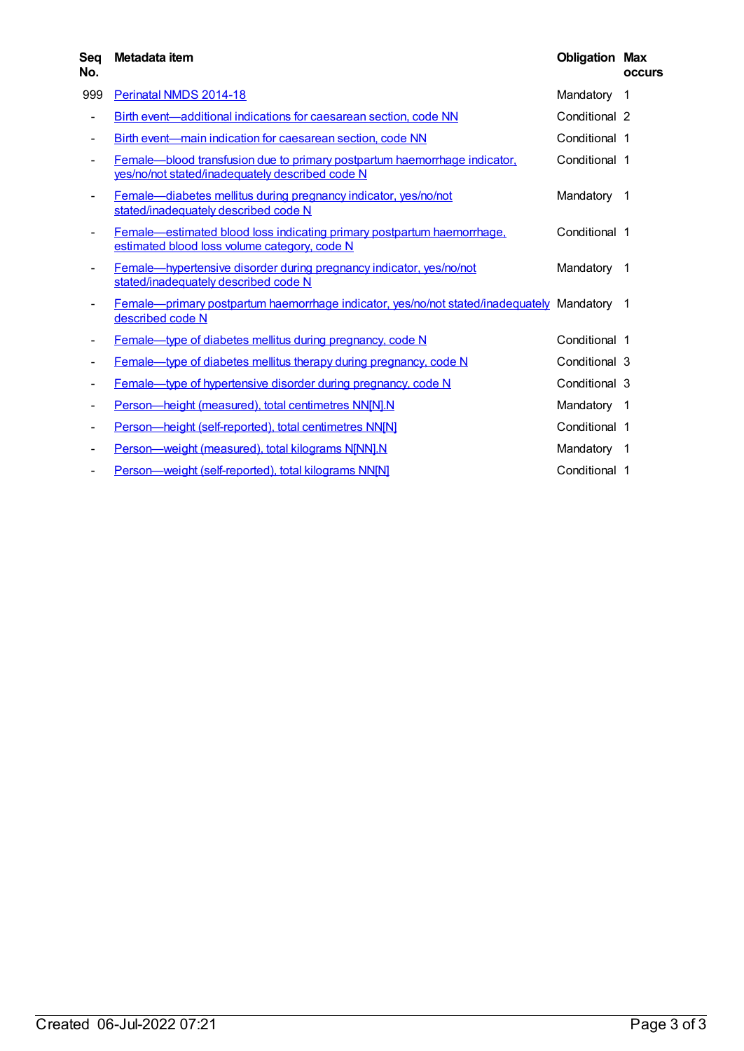| Seq No. | Metadata item | Obligation | Max occurs |
| --- | --- | --- | --- |
| 999 | Perinatal NMDS 2014-18 | Mandatory | 1 |
| - | Birth event—additional indications for caesarean section, code NN | Conditional | 2 |
| - | Birth event—main indication for caesarean section, code NN | Conditional | 1 |
| - | Female—blood transfusion due to primary postpartum haemorrhage indicator, yes/no/not stated/inadequately described code N | Conditional | 1 |
| - | Female—diabetes mellitus during pregnancy indicator, yes/no/not stated/inadequately described code N | Mandatory | 1 |
| - | Female—estimated blood loss indicating primary postpartum haemorrhage, estimated blood loss volume category, code N | Conditional | 1 |
| - | Female—hypertensive disorder during pregnancy indicator, yes/no/not stated/inadequately described code N | Mandatory | 1 |
| - | Female—primary postpartum haemorrhage indicator, yes/no/not stated/inadequately described code N | Mandatory | 1 |
| - | Female—type of diabetes mellitus during pregnancy, code N | Conditional | 1 |
| - | Female—type of diabetes mellitus therapy during pregnancy, code N | Conditional | 3 |
| - | Female—type of hypertensive disorder during pregnancy, code N | Conditional | 3 |
| - | Person—height (measured), total centimetres NN[N].N | Mandatory | 1 |
| - | Person—height (self-reported), total centimetres NN[N] | Conditional | 1 |
| - | Person—weight (measured), total kilograms N[NN].N | Mandatory | 1 |
| - | Person—weight (self-reported), total kilograms NN[N] | Conditional | 1 |